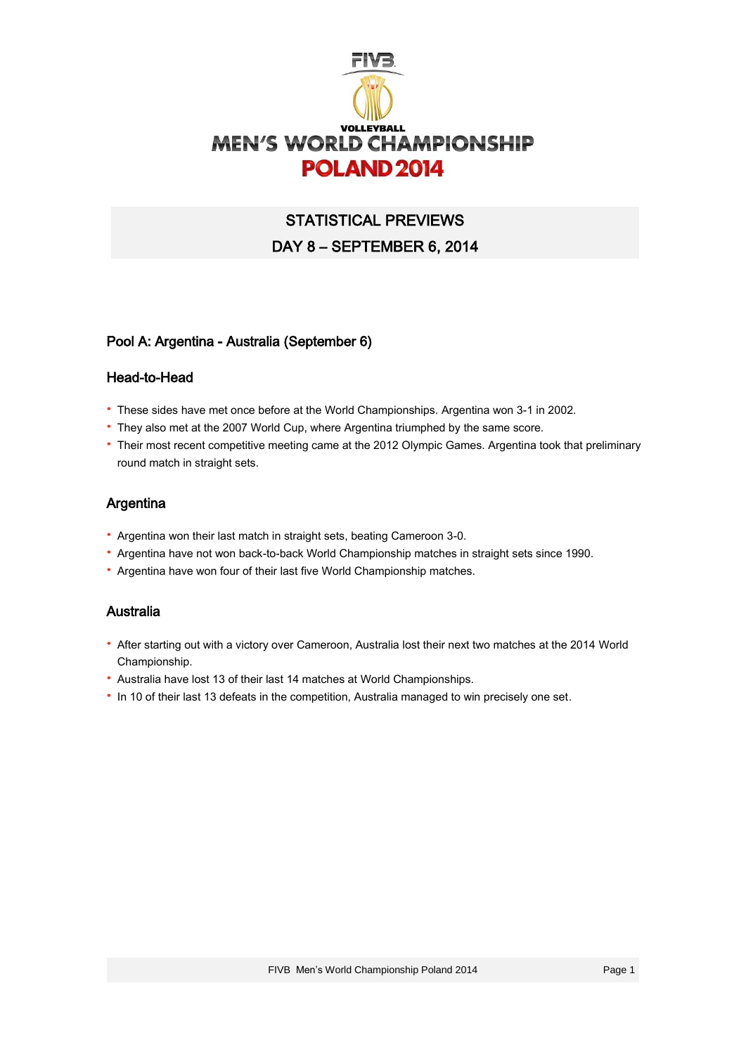# MEN'S WORLD CHAMPIONSHIP POLAND 2014

## STATISTICAL PREVIEWS

## DAY 8 – SEPTEMBER 6, 2014

### Pool A: Argentina - Australia (September 6)

### Head-to-Head

- These sides have met once before at the World Championships. Argentina won 3-1 in 2002.
- They also met at the 2007 World Cup, where Argentina triumphed by the same score.
- Their most recent competitive meeting came at the 2012 Olympic Games. Argentina took that preliminary round match in straight sets.

### Argentina

- Argentina won their last match in straight sets, beating Cameroon 3-0.
- Argentina have not won back-to-back World Championship matches in straight sets since 1990.
- Argentina have won four of their last five World Championship matches.

### Australia

- After starting out with a victory over Cameroon, Australia lost their next two matches at the 2014 World Championship.
- Australia have lost 13 of their last 14 matches at World Championships.
- In 10 of their last 13 defeats in the competition, Australia managed to win precisely one set.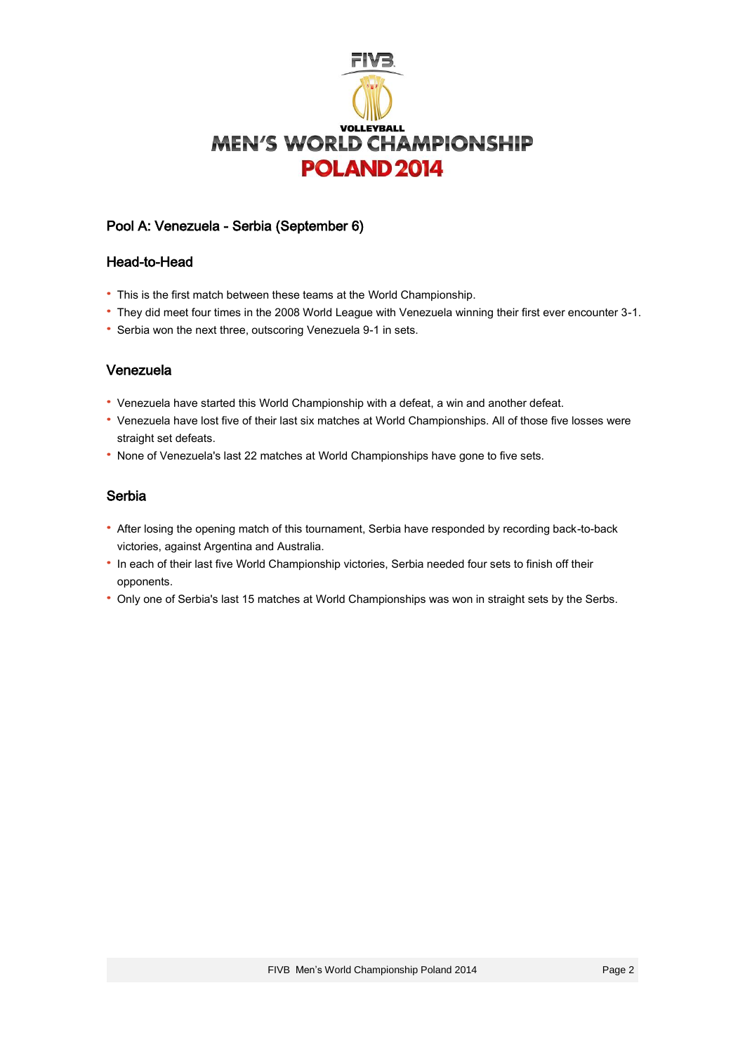# VOLLEYBALL MEN'S WORLD CHAMPIONSHIP POLAND 2014

## Pool A: Venezuela - Serbia (September 6)

### Head-to-Head

- This is the first match between these teams at the World Championship.
- They did meet four times in the 2008 World League with Venezuela winning their first ever encounter 3-1.
- Serbia won the next three, outscoring Venezuela 9-1 in sets.

### Venezuela

- Venezuela have started this World Championship with a defeat, a win and another defeat.
- Venezuela have lost five of their last six matches at World Championships. All of those five losses were straight set defeats.
- None of Venezuela's last 22 matches at World Championships have gone to five sets.

### Serbia

- After losing the opening match of this tournament, Serbia have responded by recording back-to-back victories, against Argentina and Australia.
- In each of their last five World Championship victories, Serbia needed four sets to finish off their opponents.
- Only one of Serbia's last 15 matches at World Championships was won in straight sets by the Serbs.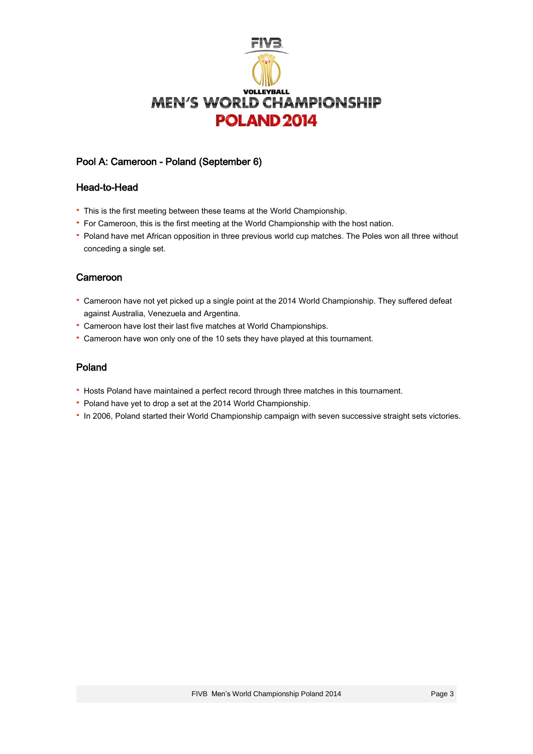VOLLEYBALL
MEN'S WORLD CHAMPIONSHIP
POLAND 2014

## Pool A: Cameroon - Poland (September 6)

### Head-to-Head

- This is the first meeting between these teams at the World Championship.
- For Cameroon, this is the first meeting at the World Championship with the host nation.
- Poland have met African opposition in three previous world cup matches. The Poles won all three without conceding a single set.

### Cameroon

- Cameroon have not yet picked up a single point at the 2014 World Championship. They suffered defeat against Australia, Venezuela and Argentina.
- Cameroon have lost their last five matches at World Championships.
- Cameroon have won only one of the 10 sets they have played at this tournament.

### Poland

- Hosts Poland have maintained a perfect record through three matches in this tournament.
- Poland have yet to drop a set at the 2014 World Championship.
- In 2006, Poland started their World Championship campaign with seven successive straight sets victories.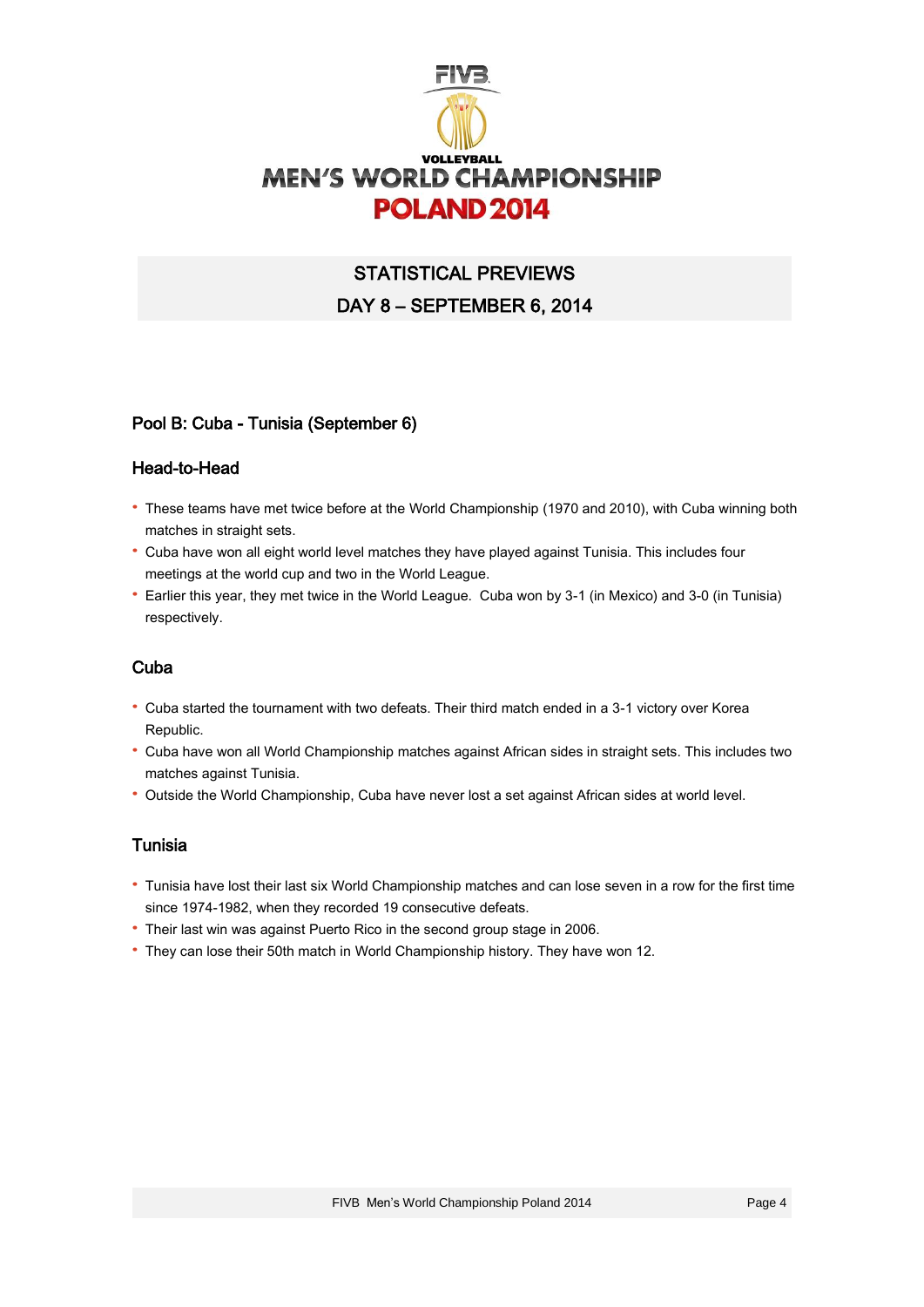VOLLEYBALL

# MEN'S WORLD CHAMPIONSHIP POLAND 2014

## STATISTICAL PREVIEWS

## DAY 8 – SEPTEMBER 6, 2014

### Pool B: Cuba - Tunisia (September 6)

### Head-to-Head

- These teams have met twice before at the World Championship (1970 and 2010), with Cuba winning both matches in straight sets.
- Cuba have won all eight world level matches they have played against Tunisia. This includes four meetings at the world cup and two in the World League.
- Earlier this year, they met twice in the World League. Cuba won by 3-1 (in Mexico) and 3-0 (in Tunisia) respectively.

### Cuba

- Cuba started the tournament with two defeats. Their third match ended in a 3-1 victory over Korea Republic.
- Cuba have won all World Championship matches against African sides in straight sets. This includes two matches against Tunisia.
- Outside the World Championship, Cuba have never lost a set against African sides at world level.

### Tunisia

- Tunisia have lost their last six World Championship matches and can lose seven in a row for the first time since 1974-1982, when they recorded 19 consecutive defeats.
- Their last win was against Puerto Rico in the second group stage in 2006.
- They can lose their 50th match in World Championship history. They have won 12.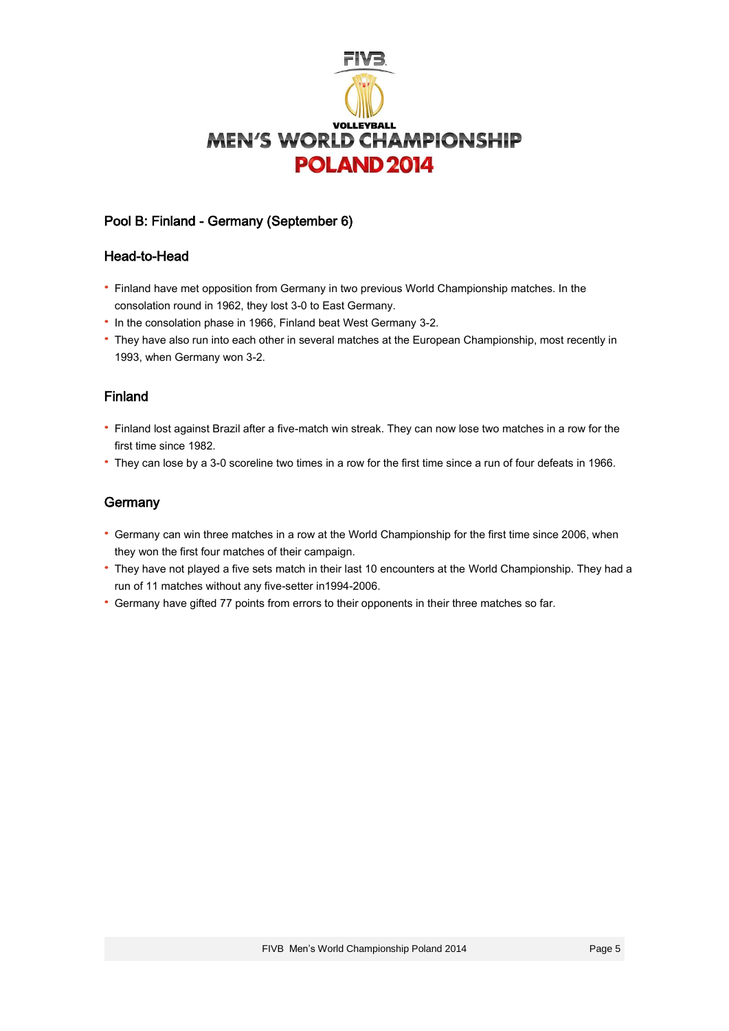## Pool B: Finland - Germany (September 6)

### Head-to-Head

- Finland have met opposition from Germany in two previous World Championship matches. In the consolation round in 1962, they lost 3-0 to East Germany.
- In the consolation phase in 1966, Finland beat West Germany 3-2.
- They have also run into each other in several matches at the European Championship, most recently in 1993, when Germany won 3-2.

### Finland

- Finland lost against Brazil after a five-match win streak. They can now lose two matches in a row for the first time since 1982.
- They can lose by a 3-0 scoreline two times in a row for the first time since a run of four defeats in 1966.

### Germany

- Germany can win three matches in a row at the World Championship for the first time since 2006, when they won the first four matches of their campaign.
- They have not played a five sets match in their last 10 encounters at the World Championship. They had a run of 11 matches without any five-setter in1994-2006.
- Germany have gifted 77 points from errors to their opponents in their three matches so far.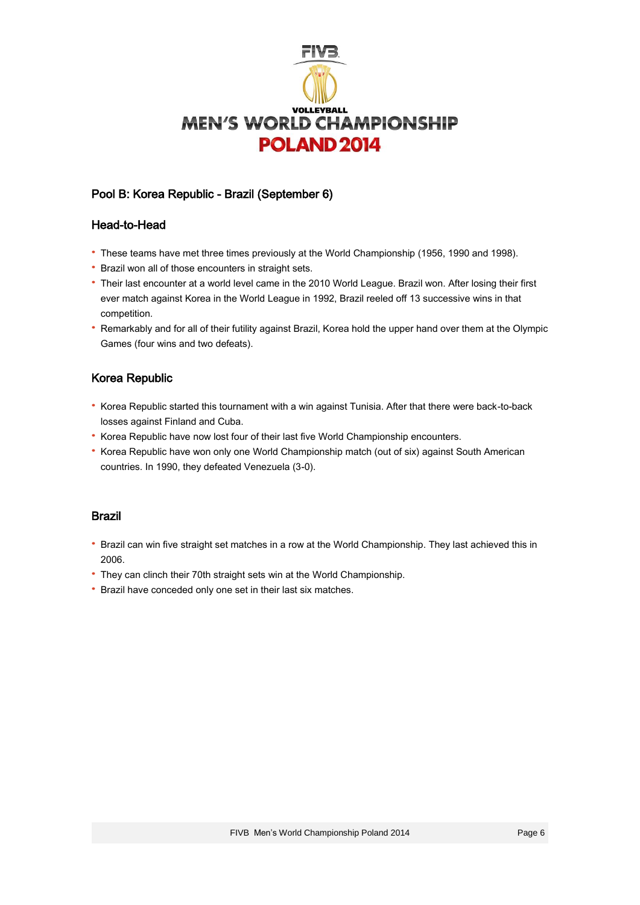## Pool B: Korea Republic - Brazil (September 6)

### Head-to-Head

- These teams have met three times previously at the World Championship (1956, 1990 and 1998).
- Brazil won all of those encounters in straight sets.
- Their last encounter at a world level came in the 2010 World League. Brazil won. After losing their first ever match against Korea in the World League in 1992, Brazil reeled off 13 successive wins in that competition.
- Remarkably and for all of their futility against Brazil, Korea hold the upper hand over them at the Olympic Games (four wins and two defeats).

### Korea Republic

- Korea Republic started this tournament with a win against Tunisia. After that there were back-to-back losses against Finland and Cuba.
- Korea Republic have now lost four of their last five World Championship encounters.
- Korea Republic have won only one World Championship match (out of six) against South American countries. In 1990, they defeated Venezuela (3-0).

### Brazil

- Brazil can win five straight set matches in a row at the World Championship. They last achieved this in 2006.
- They can clinch their 70th straight sets win at the World Championship.
- Brazil have conceded only one set in their last six matches.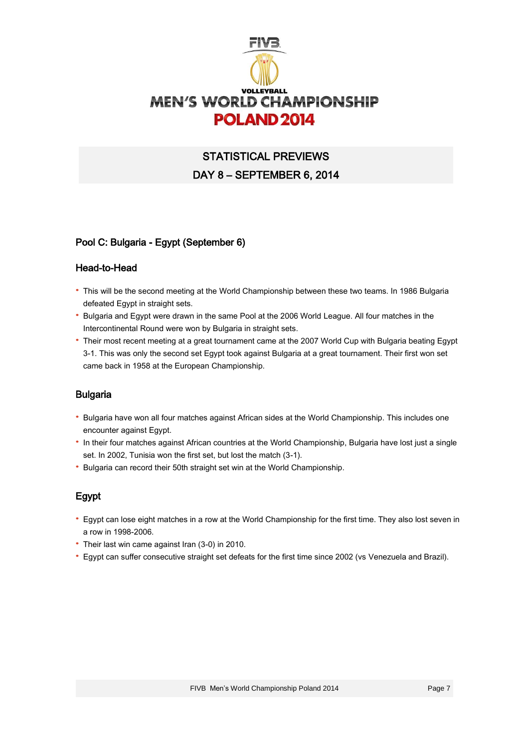VOLLEYBALL

MEN'S WORLD CHAMPIONSHIP

POLAND 2014

# STATISTICAL PREVIEWS

# DAY 8 – SEPTEMBER 6, 2014

## Pool C: Bulgaria - Egypt (September 6)

### Head-to-Head

- This will be the second meeting at the World Championship between these two teams. In 1986 Bulgaria defeated Egypt in straight sets.
- Bulgaria and Egypt were drawn in the same Pool at the 2006 World League. All four matches in the Intercontinental Round were won by Bulgaria in straight sets.
- Their most recent meeting at a great tournament came at the 2007 World Cup with Bulgaria beating Egypt 3-1. This was only the second set Egypt took against Bulgaria at a great tournament. Their first won set came back in 1958 at the European Championship.

### Bulgaria

- Bulgaria have won all four matches against African sides at the World Championship. This includes one encounter against Egypt.
- In their four matches against African countries at the World Championship, Bulgaria have lost just a single set. In 2002, Tunisia won the first set, but lost the match (3-1).
- Bulgaria can record their 50th straight set win at the World Championship.

### Egypt

- Egypt can lose eight matches in a row at the World Championship for the first time. They also lost seven in a row in 1998-2006.
- Their last win came against Iran (3-0) in 2010.
- Egypt can suffer consecutive straight set defeats for the first time since 2002 (vs Venezuela and Brazil).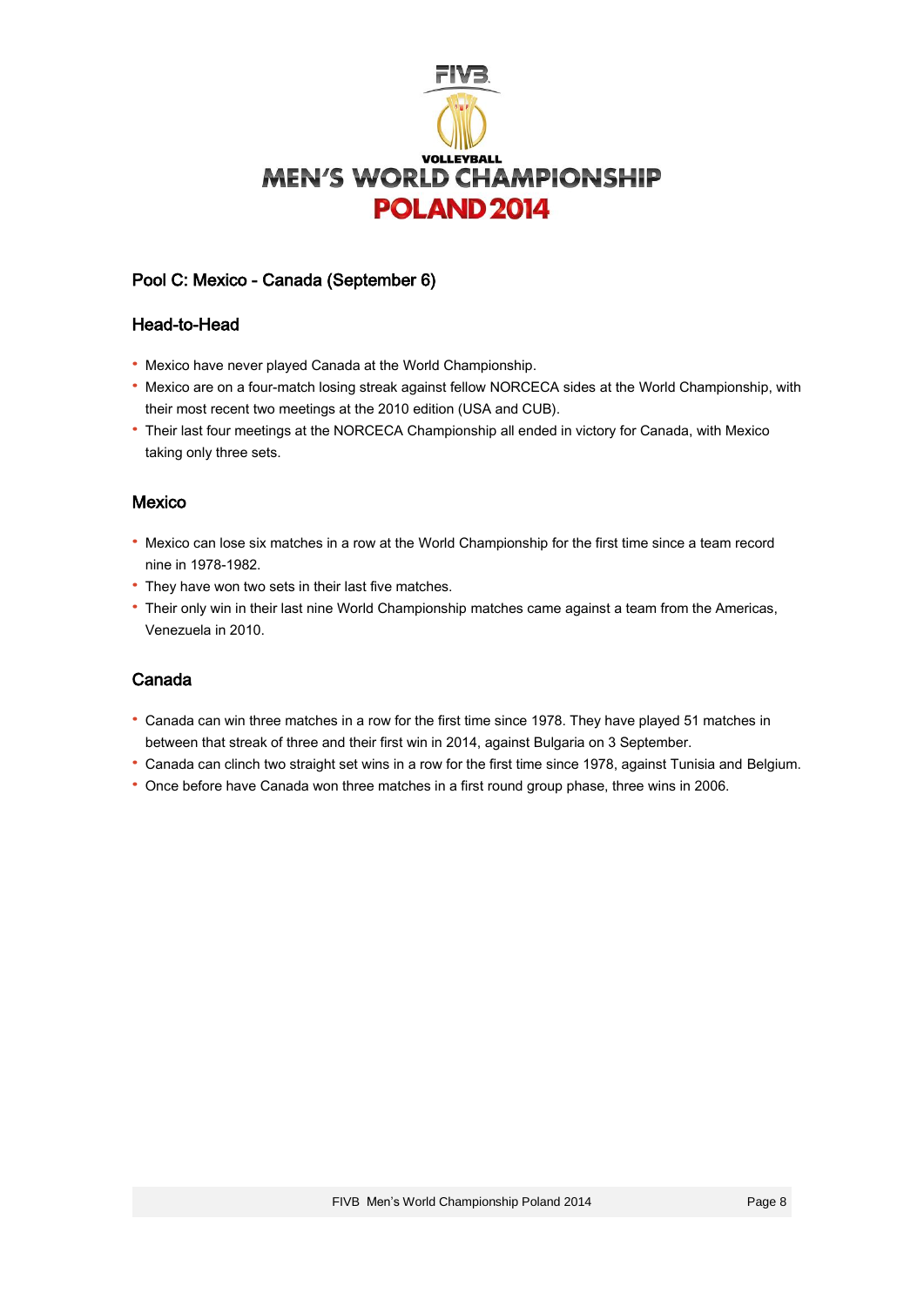## Pool C: Mexico - Canada (September 6)

### Head-to-Head

- Mexico have never played Canada at the World Championship.
- Mexico are on a four-match losing streak against fellow NORCECA sides at the World Championship, with their most recent two meetings at the 2010 edition (USA and CUB).
- Their last four meetings at the NORCECA Championship all ended in victory for Canada, with Mexico taking only three sets.

### Mexico

- Mexico can lose six matches in a row at the World Championship for the first time since a team record nine in 1978-1982.
- They have won two sets in their last five matches.
- Their only win in their last nine World Championship matches came against a team from the Americas, Venezuela in 2010.

### Canada

- Canada can win three matches in a row for the first time since 1978. They have played 51 matches in between that streak of three and their first win in 2014, against Bulgaria on 3 September.
- Canada can clinch two straight set wins in a row for the first time since 1978, against Tunisia and Belgium.
- Once before have Canada won three matches in a first round group phase, three wins in 2006.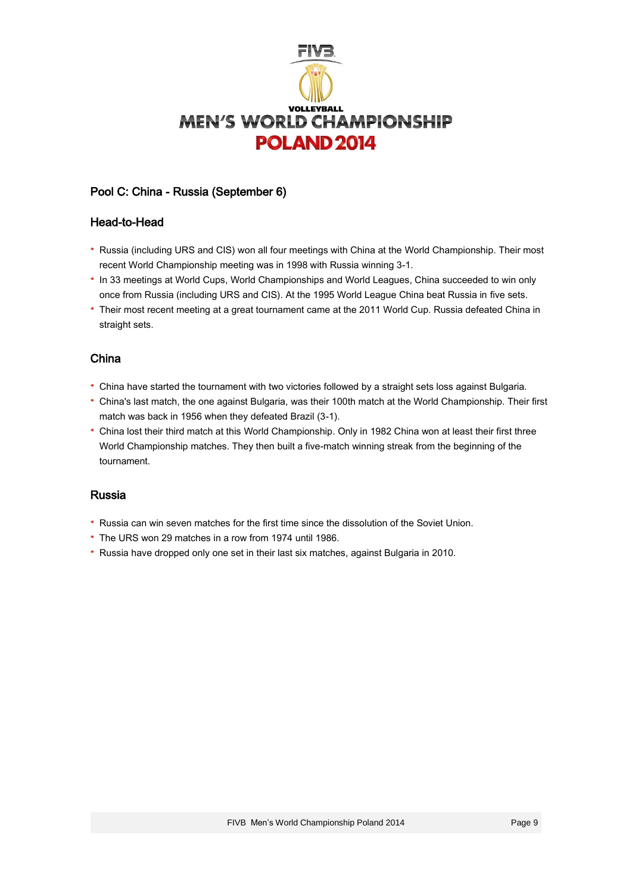## Pool C: China - Russia (September 6)

### Head-to-Head

- Russia (including URS and CIS) won all four meetings with China at the World Championship. Their most recent World Championship meeting was in 1998 with Russia winning 3-1.
- In 33 meetings at World Cups, World Championships and World Leagues, China succeeded to win only once from Russia (including URS and CIS). At the 1995 World League China beat Russia in five sets.
- Their most recent meeting at a great tournament came at the 2011 World Cup. Russia defeated China in straight sets.

### China

- China have started the tournament with two victories followed by a straight sets loss against Bulgaria.
- China's last match, the one against Bulgaria, was their 100th match at the World Championship. Their first match was back in 1956 when they defeated Brazil (3-1).
- China lost their third match at this World Championship. Only in 1982 China won at least their first three World Championship matches. They then built a five-match winning streak from the beginning of the tournament.

### Russia

- Russia can win seven matches for the first time since the dissolution of the Soviet Union.
- The URS won 29 matches in a row from 1974 until 1986.
- Russia have dropped only one set in their last six matches, against Bulgaria in 2010.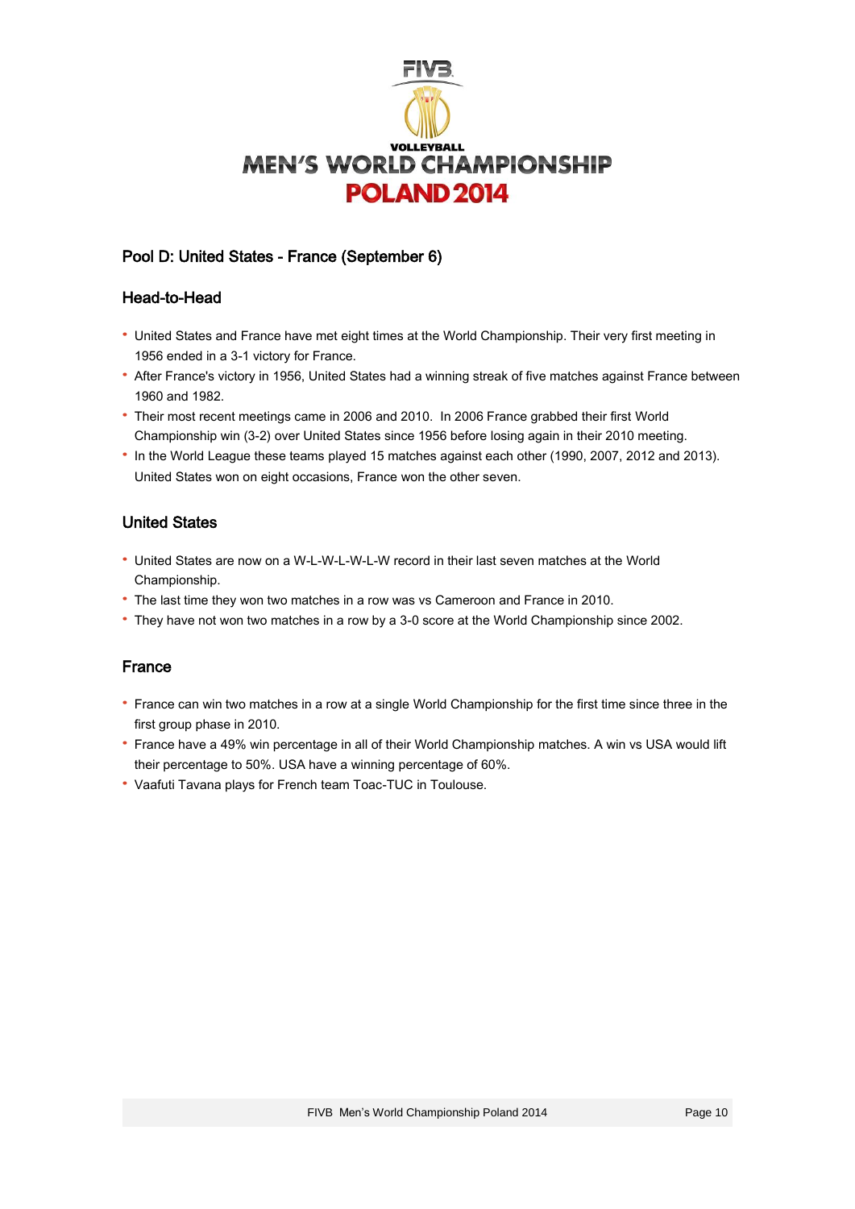## Pool D: United States - France (September 6)

### Head-to-Head

- United States and France have met eight times at the World Championship. Their very first meeting in 1956 ended in a 3-1 victory for France.
- After France's victory in 1956, United States had a winning streak of five matches against France between 1960 and 1982.
- Their most recent meetings came in 2006 and 2010. In 2006 France grabbed their first World Championship win (3-2) over United States since 1956 before losing again in their 2010 meeting.
- In the World League these teams played 15 matches against each other (1990, 2007, 2012 and 2013). United States won on eight occasions, France won the other seven.

### United States

- United States are now on a W-L-W-L-W-L-W record in their last seven matches at the World Championship.
- The last time they won two matches in a row was vs Cameroon and France in 2010.
- They have not won two matches in a row by a 3-0 score at the World Championship since 2002.

### France

- France can win two matches in a row at a single World Championship for the first time since three in the first group phase in 2010.
- France have a 49% win percentage in all of their World Championship matches. A win vs USA would lift their percentage to 50%. USA have a winning percentage of 60%.
- Vaafuti Tavana plays for French team Toac-TUC in Toulouse.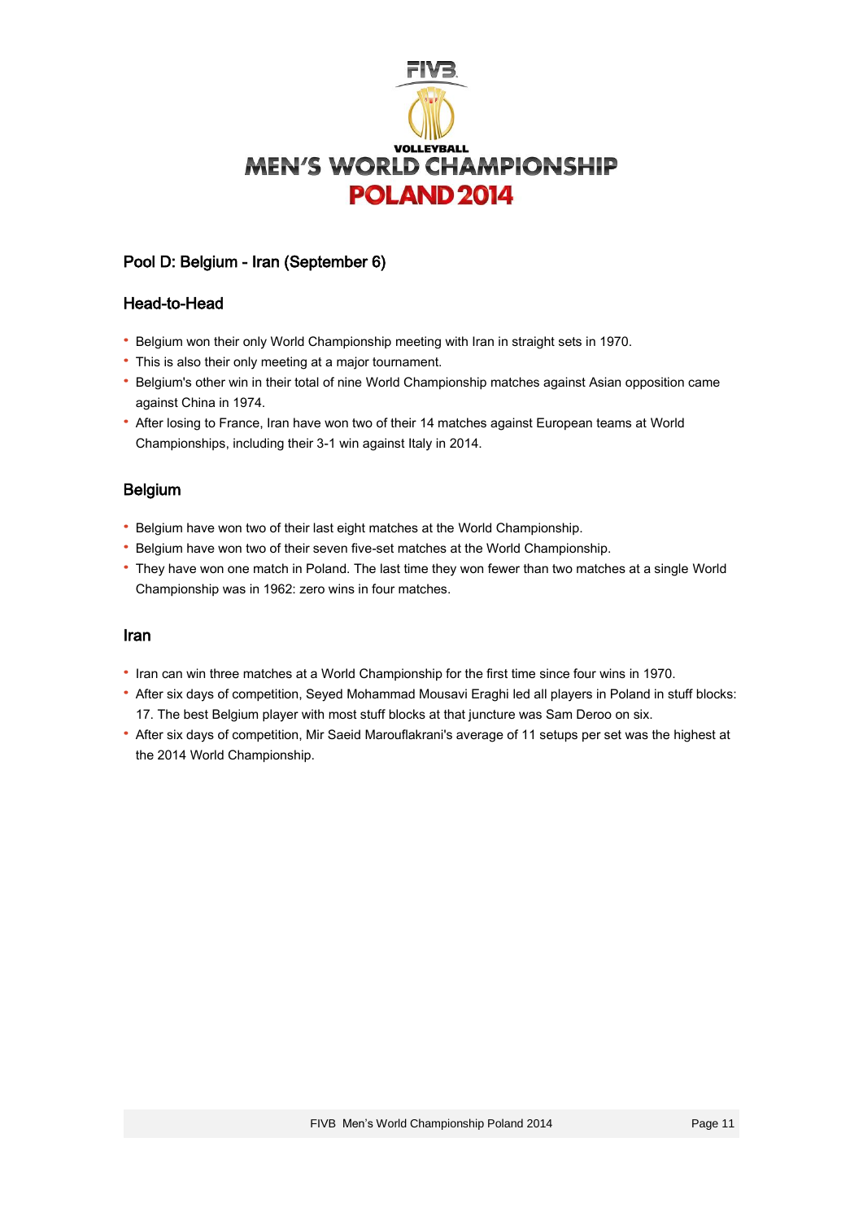## Pool D: Belgium - Iran (September 6)

### Head-to-Head

- Belgium won their only World Championship meeting with Iran in straight sets in 1970.
- This is also their only meeting at a major tournament.
- Belgium's other win in their total of nine World Championship matches against Asian opposition came against China in 1974.
- After losing to France, Iran have won two of their 14 matches against European teams at World Championships, including their 3-1 win against Italy in 2014.

### Belgium

- Belgium have won two of their last eight matches at the World Championship.
- Belgium have won two of their seven five-set matches at the World Championship.
- They have won one match in Poland. The last time they won fewer than two matches at a single World Championship was in 1962: zero wins in four matches.

### Iran

- Iran can win three matches at a World Championship for the first time since four wins in 1970.
- After six days of competition, Seyed Mohammad Mousavi Eraghi led all players in Poland in stuff blocks: 17. The best Belgium player with most stuff blocks at that juncture was Sam Deroo on six.
- After six days of competition, Mir Saeid Marouflakrani's average of 11 setups per set was the highest at the 2014 World Championship.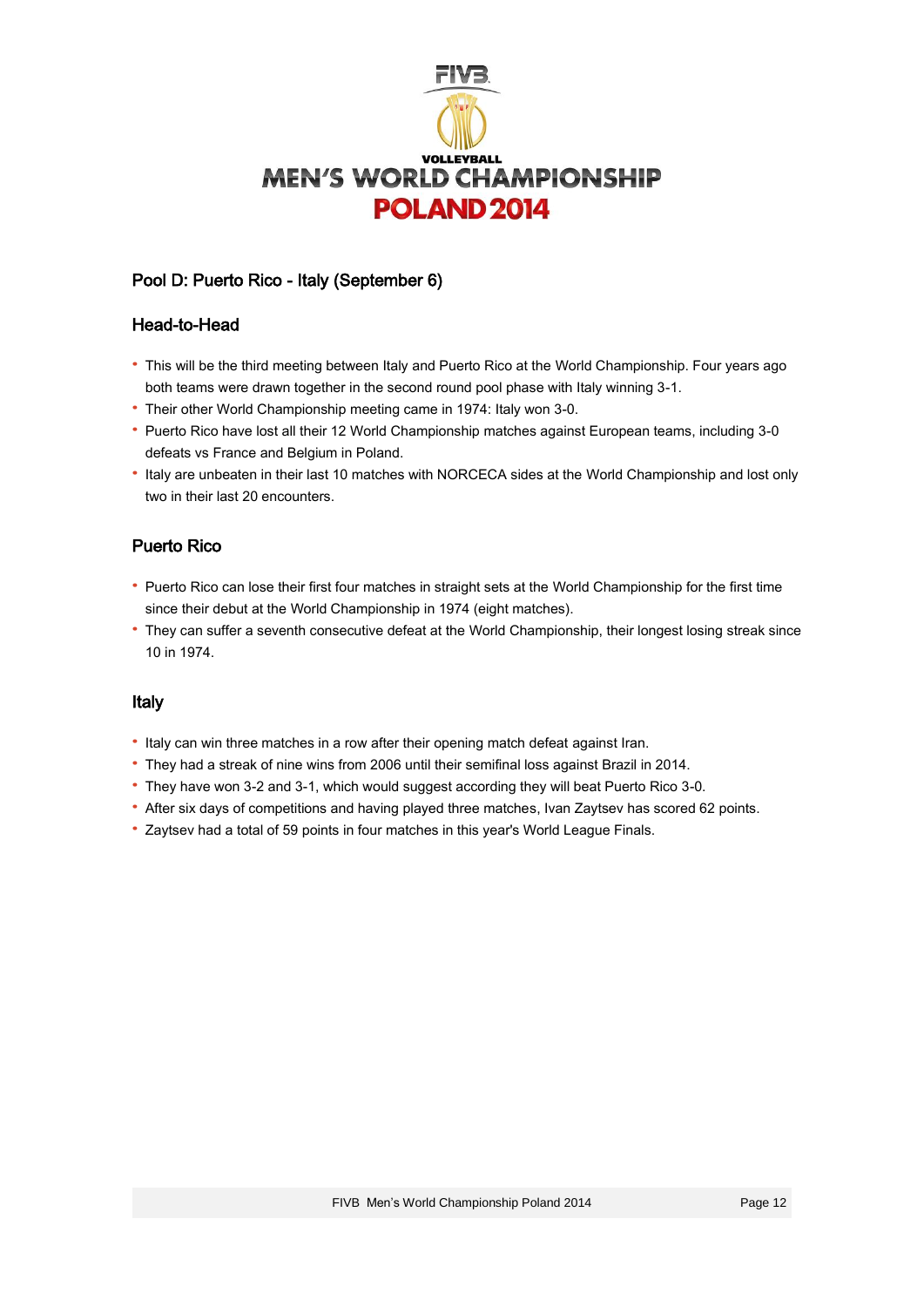VOLLEYBALL
MEN'S WORLD CHAMPIONSHIP
POLAND 2014

## Pool D: Puerto Rico - Italy (September 6)

### Head-to-Head

- This will be the third meeting between Italy and Puerto Rico at the World Championship. Four years ago both teams were drawn together in the second round pool phase with Italy winning 3-1.
- Their other World Championship meeting came in 1974: Italy won 3-0.
- Puerto Rico have lost all their 12 World Championship matches against European teams, including 3-0 defeats vs France and Belgium in Poland.
- Italy are unbeaten in their last 10 matches with NORCECA sides at the World Championship and lost only two in their last 20 encounters.

### Puerto Rico

- Puerto Rico can lose their first four matches in straight sets at the World Championship for the first time since their debut at the World Championship in 1974 (eight matches).
- They can suffer a seventh consecutive defeat at the World Championship, their longest losing streak since 10 in 1974.

### Italy

- Italy can win three matches in a row after their opening match defeat against Iran.
- They had a streak of nine wins from 2006 until their semifinal loss against Brazil in 2014.
- They have won 3-2 and 3-1, which would suggest according they will beat Puerto Rico 3-0.
- After six days of competitions and having played three matches, Ivan Zaytsev has scored 62 points.
- Zaytsev had a total of 59 points in four matches in this year's World League Finals.